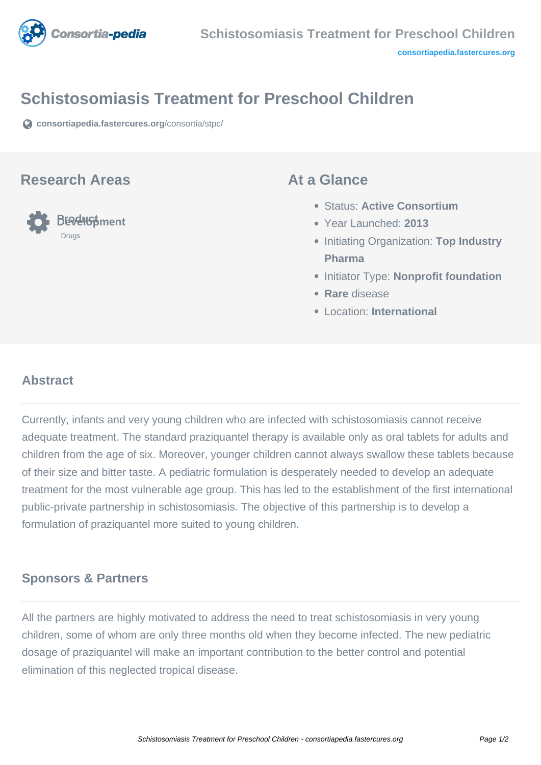# Schistosomiasis Treatment for Preschool Children

consortiapedia.fastercures.org/consortia/stpc/

## Research Areas

**Product Development**

Drugs

## At a Glance

- Status: **Active Consortium**
- Year Launched: **2013**
- Initiating Organization: **Top Industry Pharma**
- Initiator Type: **Nonprofit foundation**
- **Rare** disease
- Location: **International**

## Abstract

Currently, infants and very young children who are infected with schistosomiasis cannot receive adequate treatment. The standard praziquantel therapy is available only as oral tablets for adults and children from the age of six. Moreover, younger children cannot always swallow these tablets because of their size and bitter taste. A pediatric formulation is desperately needed to develop an adequate treatment for the most vulnerable age group. This has led to the establishment of the first international public-private partnership in schistosomiasis. The objective of this partnership is to develop a formulation of praziquantel more suited to young children.

## Sponsors & Partners

All the partners are highly motivated to address the need to treat schistosomiasis in very young children, some of whom are only three months old when they become infected. The new pediatric dosage of praziquantel will make an important contribution to the better control and potential elimination of this neglected tropical disease.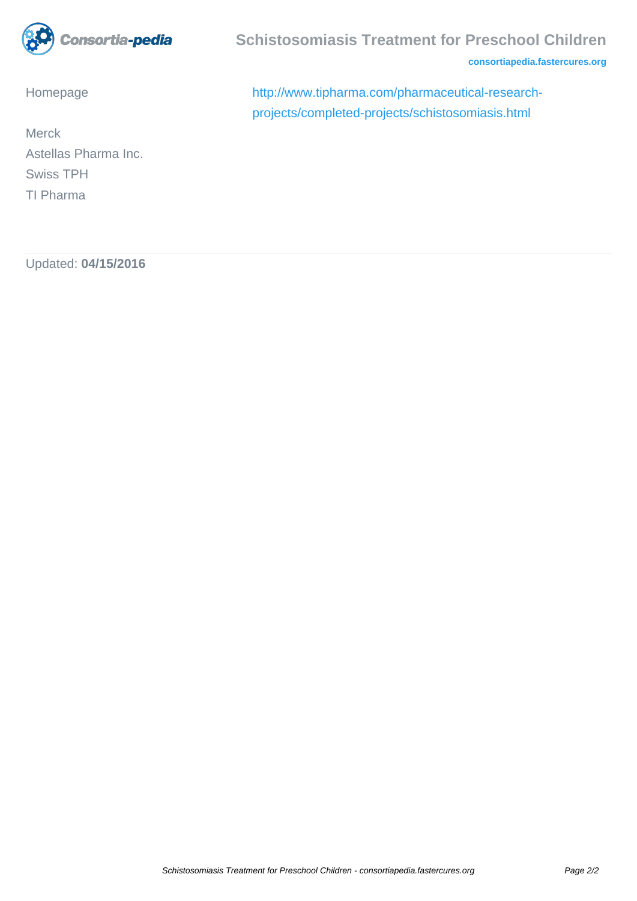Homepage http://www.tipharma.com/pharmaceutical-research-projects/completed-projects/schistosomiasis.html

Merck
Astellas Pharma Inc.
Swiss TPH
TI Pharma

Updated: **04/15/2016**